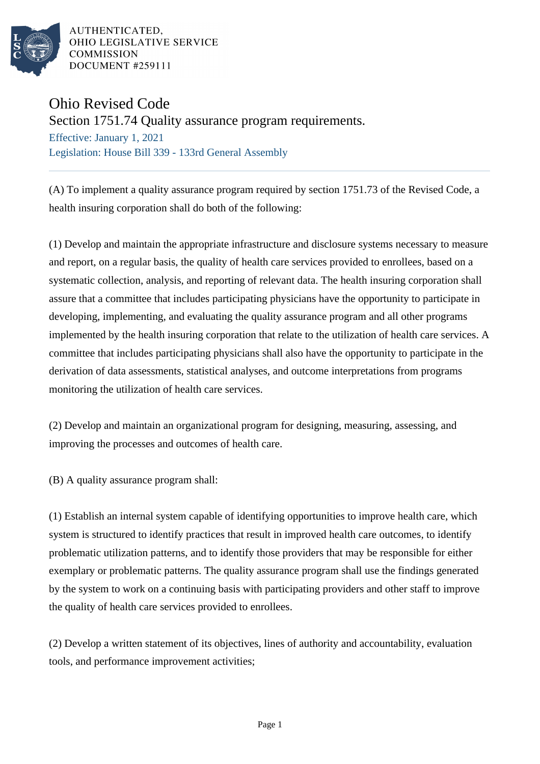AUTHENTICATED,
OHIO LEGISLATIVE SERVICE
COMMISSION
DOCUMENT #259111

# Ohio Revised Code

## Section 1751.74 Quality assurance program requirements.

Effective: January 1, 2021

Legislation: House Bill 339 - 133rd General Assembly

---

(A) To implement a quality assurance program required by section 1751.73 of the Revised Code, a health insuring corporation shall do both of the following:

(1) Develop and maintain the appropriate infrastructure and disclosure systems necessary to measure and report, on a regular basis, the quality of health care services provided to enrollees, based on a systematic collection, analysis, and reporting of relevant data. The health insuring corporation shall assure that a committee that includes participating physicians have the opportunity to participate in developing, implementing, and evaluating the quality assurance program and all other programs implemented by the health insuring corporation that relate to the utilization of health care services. A committee that includes participating physicians shall also have the opportunity to participate in the derivation of data assessments, statistical analyses, and outcome interpretations from programs monitoring the utilization of health care services.

(2) Develop and maintain an organizational program for designing, measuring, assessing, and improving the processes and outcomes of health care.

(B) A quality assurance program shall:

(1) Establish an internal system capable of identifying opportunities to improve health care, which system is structured to identify practices that result in improved health care outcomes, to identify problematic utilization patterns, and to identify those providers that may be responsible for either exemplary or problematic patterns. The quality assurance program shall use the findings generated by the system to work on a continuing basis with participating providers and other staff to improve the quality of health care services provided to enrollees.

(2) Develop a written statement of its objectives, lines of authority and accountability, evaluation tools, and performance improvement activities;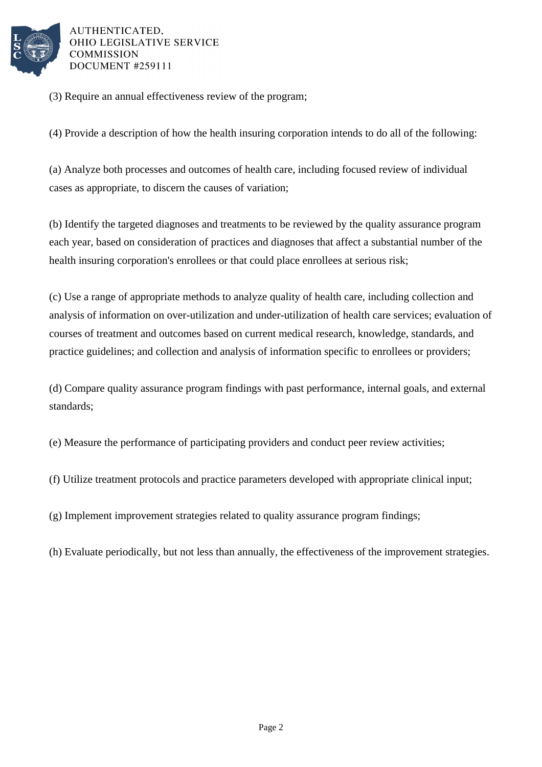(3) Require an annual effectiveness review of the program;

(4) Provide a description of how the health insuring corporation intends to do all of the following:

(a) Analyze both processes and outcomes of health care, including focused review of individual cases as appropriate, to discern the causes of variation;

(b) Identify the targeted diagnoses and treatments to be reviewed by the quality assurance program each year, based on consideration of practices and diagnoses that affect a substantial number of the health insuring corporation's enrollees or that could place enrollees at serious risk;

(c) Use a range of appropriate methods to analyze quality of health care, including collection and analysis of information on over-utilization and under-utilization of health care services; evaluation of courses of treatment and outcomes based on current medical research, knowledge, standards, and practice guidelines; and collection and analysis of information specific to enrollees or providers;

(d) Compare quality assurance program findings with past performance, internal goals, and external standards;

(e) Measure the performance of participating providers and conduct peer review activities;

(f) Utilize treatment protocols and practice parameters developed with appropriate clinical input;

(g) Implement improvement strategies related to quality assurance program findings;

(h) Evaluate periodically, but not less than annually, the effectiveness of the improvement strategies.